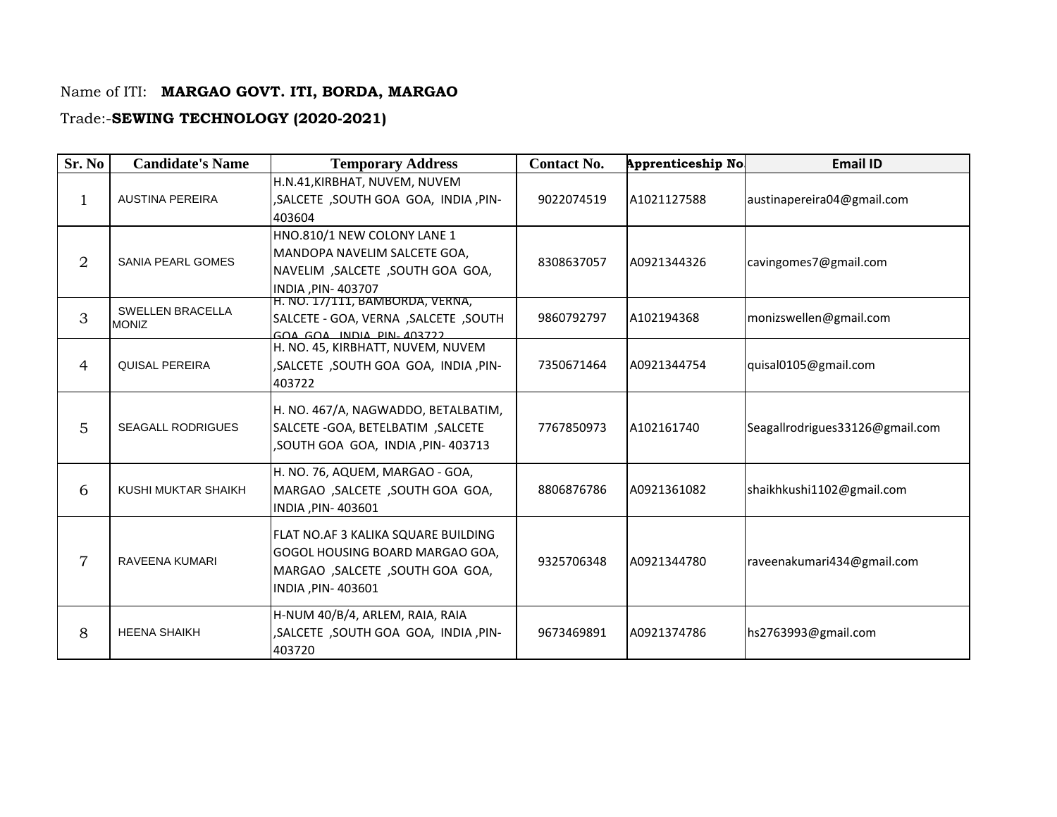Name of ITI: **MARGAO GOVT. ITI, BORDA, MARGAO**

Trade:-**SEWING TECHNOLOGY (2020-2021)**

| Sr. No | Candidate's Name | Temporary Address | Contact No. | Apprenticeship No | Email ID |
|---|---|---|---|---|---|
| 1 | AUSTINA PEREIRA | H.N.41,KIRBHAT, NUVEM, NUVEM ,SALCETE ,SOUTH GOA GOA, INDIA ,PIN- 403604 | 9022074519 | A1021127588 | austinapereira04@gmail.com |
| 2 | SANIA PEARL GOMES | HNO.810/1 NEW COLONY LANE 1 MANDOPA NAVELIM SALCETE GOA, NAVELIM ,SALCETE ,SOUTH GOA GOA, INDIA ,PIN- 403707 | 8308637057 | A0921344326 | cavingomes7@gmail.com |
| 3 | SWELLEN BRACELLA MONIZ | H. NO. 17/111, BAMBORDA, VERNA, SALCETE - GOA, VERNA ,SALCETE ,SOUTH GOA GOA, INDIA ,PIN- 403722 | 9860792797 | A102194368 | monizswellen@gmail.com |
| 4 | QUISAL PEREIRA | H. NO. 45, KIRBHATT, NUVEM, NUVEM ,SALCETE ,SOUTH GOA GOA, INDIA ,PIN- 403722 | 7350671464 | A0921344754 | quisal0105@gmail.com |
| 5 | SEAGALL RODRIGUES | H. NO. 467/A, NAGWADDO, BETALBATIM, SALCETE -GOA, BETELBATIM ,SALCETE ,SOUTH GOA GOA, INDIA ,PIN- 403713 | 7767850973 | A102161740 | Seagallrodrigues33126@gmail.com |
| 6 | KUSHI MUKTAR SHAIKH | H. NO. 76, AQUEM, MARGAO - GOA, MARGAO ,SALCETE ,SOUTH GOA GOA, INDIA ,PIN- 403601 | 8806876786 | A0921361082 | shaikhkushi1102@gmail.com |
| 7 | RAVEENA KUMARI | FLAT NO.AF 3 KALIKA SQUARE BUILDING GOGOL HOUSING BOARD MARGAO GOA, MARGAO ,SALCETE ,SOUTH GOA GOA, INDIA ,PIN- 403601 | 9325706348 | A0921344780 | raveenakumari434@gmail.com |
| 8 | HEENA SHAIKH | H-NUM 40/B/4, ARLEM, RAIA, RAIA ,SALCETE ,SOUTH GOA GOA, INDIA ,PIN- 403720 | 9673469891 | A0921374786 | hs2763993@gmail.com |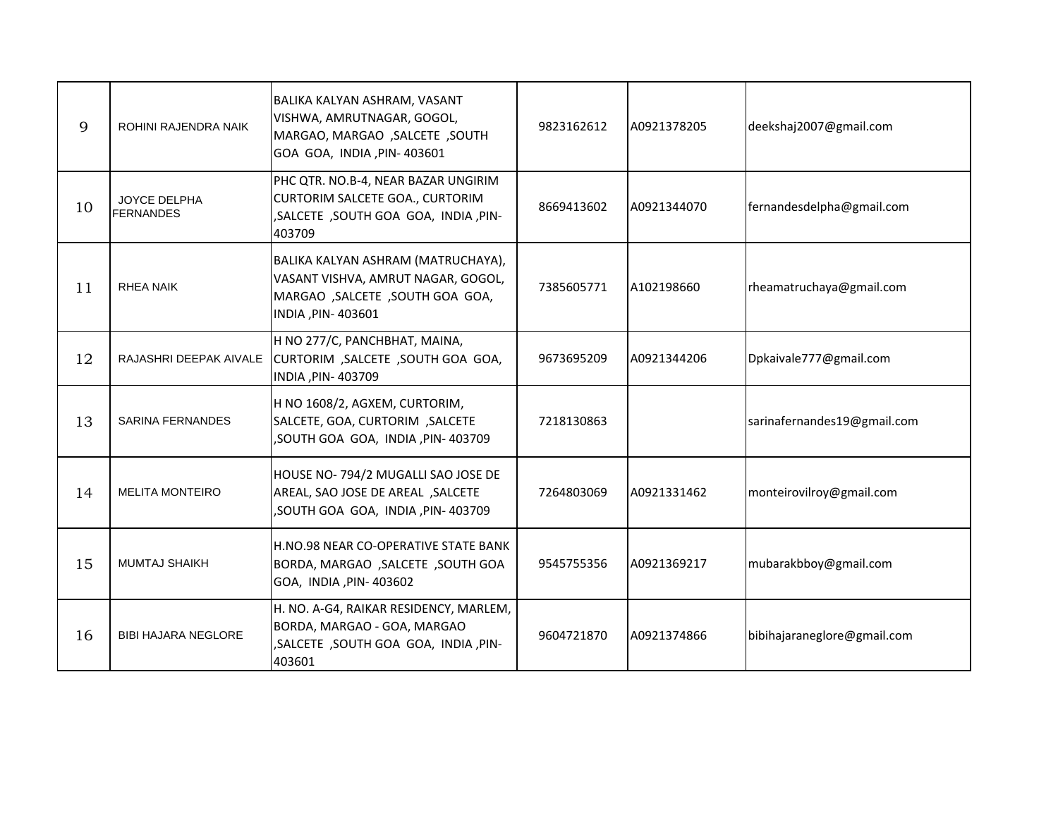| | | | | | |
|---|---|---|---|---|---|
| 9 | ROHINI RAJENDRA NAIK | BALIKA KALYAN ASHRAM, VASANT VISHWA, AMRUTNAGAR, GOGOL, MARGAO, MARGAO ,SALCETE ,SOUTH GOA GOA, INDIA ,PIN- 403601 | 9823162612 | A0921378205 | deekshaj2007@gmail.com |
| 10 | JOYCE DELPHA FERNANDES | PHC QTR. NO.B-4, NEAR BAZAR UNGIRIM CURTORIM SALCETE GOA., CURTORIM ,SALCETE ,SOUTH GOA GOA, INDIA ,PIN- 403709 | 8669413602 | A0921344070 | fernandesdelpha@gmail.com |
| 11 | RHEA NAIK | BALIKA KALYAN ASHRAM (MATRUCHAYA), VASANT VISHVA, AMRUT NAGAR, GOGOL, MARGAO ,SALCETE ,SOUTH GOA GOA, INDIA ,PIN- 403601 | 7385605771 | A102198660 | rheamatruchaya@gmail.com |
| 12 | RAJASHRI DEEPAK AIVALE | H NO 277/C, PANCHBHAT, MAINA, CURTORIM ,SALCETE ,SOUTH GOA GOA, INDIA ,PIN- 403709 | 9673695209 | A0921344206 | Dpkaivale777@gmail.com |
| 13 | SARINA FERNANDES | H NO 1608/2, AGXEM, CURTORIM, SALCETE, GOA, CURTORIM ,SALCETE ,SOUTH GOA GOA, INDIA ,PIN- 403709 | 7218130863 | | sarinafernandes19@gmail.com |
| 14 | MELITA MONTEIRO | HOUSE NO- 794/2 MUGALLI SAO JOSE DE AREAL, SAO JOSE DE AREAL ,SALCETE ,SOUTH GOA GOA, INDIA ,PIN- 403709 | 7264803069 | A0921331462 | monteirovilroy@gmail.com |
| 15 | MUMTAJ SHAIKH | H.NO.98 NEAR CO-OPERATIVE STATE BANK BORDA, MARGAO ,SALCETE ,SOUTH GOA GOA, INDIA ,PIN- 403602 | 9545755356 | A0921369217 | mubarakbboy@gmail.com |
| 16 | BIBI HAJARA NEGLORE | H. NO. A-G4, RAIKAR RESIDENCY, MARLEM, BORDA, MARGAO - GOA, MARGAO ,SALCETE ,SOUTH GOA GOA, INDIA ,PIN- 403601 | 9604721870 | A0921374866 | bibihajaraneglore@gmail.com |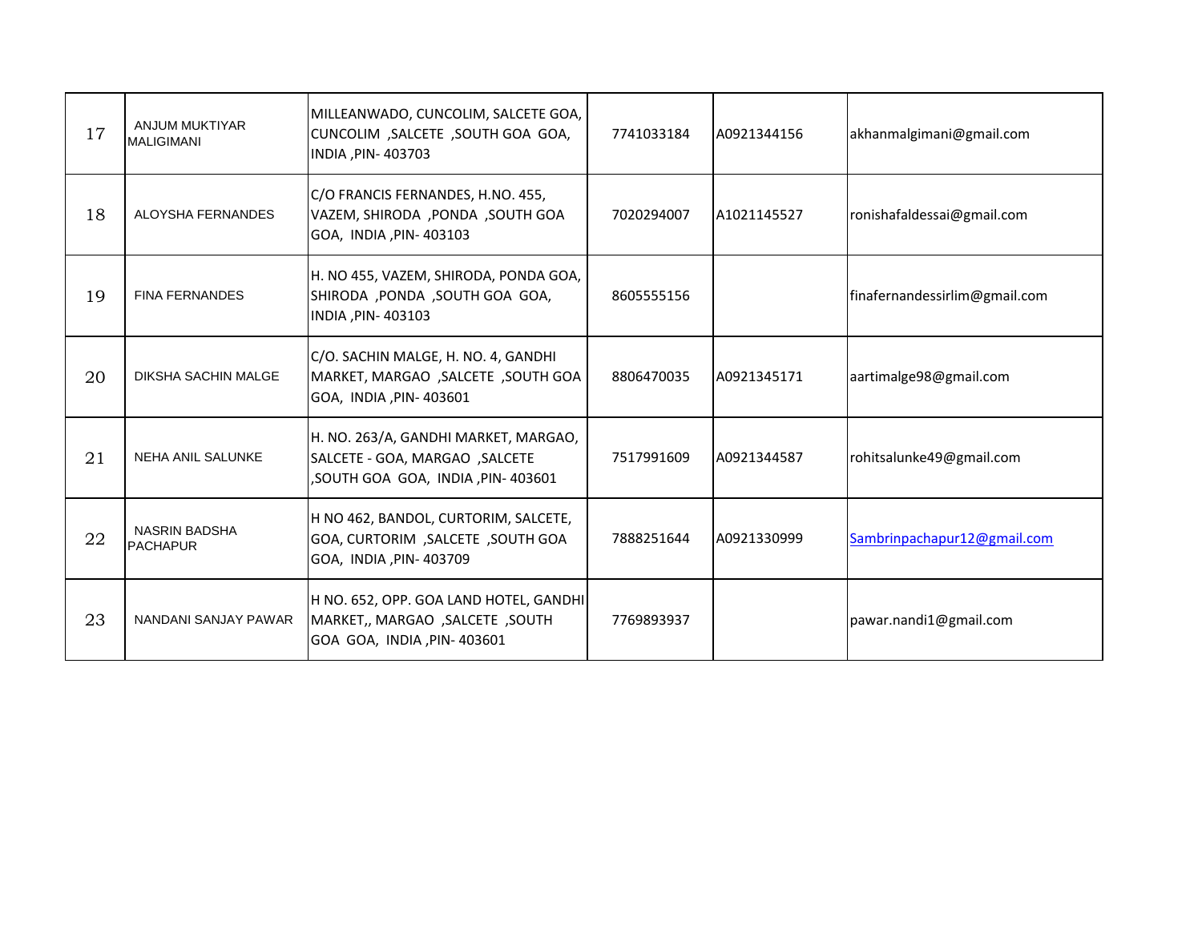| | | | | | |
|---|---|---|---|---|---|
| 17 | ANJUM MUKTIYAR MALIGIMANI | MILLEANWADO, CUNCOLIM, SALCETE GOA, CUNCOLIM ,SALCETE ,SOUTH GOA GOA, INDIA ,PIN- 403703 | 7741033184 | A0921344156 | akhanmalgimani@gmail.com |
| 18 | ALOYSHA FERNANDES | C/O FRANCIS FERNANDES, H.NO. 455, VAZEM, SHIRODA ,PONDA ,SOUTH GOA GOA, INDIA ,PIN- 403103 | 7020294007 | A1021145527 | ronishafaldessai@gmail.com |
| 19 | FINA FERNANDES | H. NO 455, VAZEM, SHIRODA, PONDA GOA, SHIRODA ,PONDA ,SOUTH GOA GOA, INDIA ,PIN- 403103 | 8605555156 | | finafernandessirlim@gmail.com |
| 20 | DIKSHA SACHIN MALGE | C/O. SACHIN MALGE, H. NO. 4, GANDHI MARKET, MARGAO ,SALCETE ,SOUTH GOA GOA, INDIA ,PIN- 403601 | 8806470035 | A0921345171 | aartimalge98@gmail.com |
| 21 | NEHA ANIL SALUNKE | H. NO. 263/A, GANDHI MARKET, MARGAO, SALCETE - GOA, MARGAO ,SALCETE ,SOUTH GOA GOA, INDIA ,PIN- 403601 | 7517991609 | A0921344587 | rohitsalunke49@gmail.com |
| 22 | NASRIN BADSHA PACHAPUR | H NO 462, BANDOL, CURTORIM, SALCETE, GOA, CURTORIM ,SALCETE ,SOUTH GOA GOA, INDIA ,PIN- 403709 | 7888251644 | A0921330999 | Sambrinpachapur12@gmail.com |
| 23 | NANDANI SANJAY PAWAR | H NO. 652, OPP. GOA LAND HOTEL, GANDHI MARKET,, MARGAO ,SALCETE ,SOUTH GOA GOA, INDIA ,PIN- 403601 | 7769893937 | | pawar.nandi1@gmail.com |